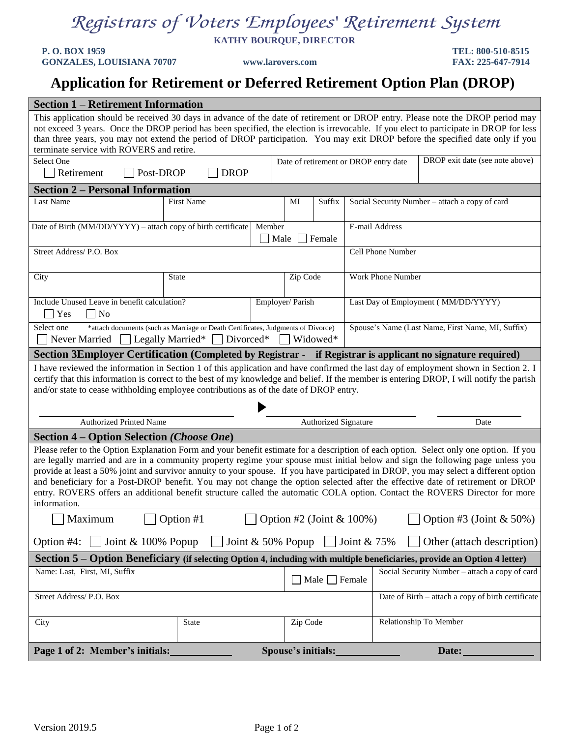# Registrars of Voters Employees' Retirement System

**KATHY BOURQUE, DIRECTOR**

**P. O. BOX 1959**
**GONZALES, LOUISIANA 70707**

**www.larovers.com**

**TEL: 800-510-8515**
**FAX: 225-647-7914**

## Application for Retirement or Deferred Retirement Option Plan (DROP)

### Section 1 – Retirement Information

This application should be received 30 days in advance of the date of retirement or DROP entry. Please note the DROP period may not exceed 3 years. Once the DROP period has been specified, the election is irrevocable. If you elect to participate in DROP for less than three years, you may not extend the period of DROP participation. You may exit DROP before the specified date only if you terminate service with ROVERS and retire.

| Select One | Date of retirement or DROP entry date | DROP exit date (see note above) |
|---|---|---|
| ☐ Retirement ☐ Post-DROP ☐ DROP | | |

### Section 2 – Personal Information

| Last Name | First Name | MI | Suffix | Social Security Number – attach a copy of card |
|---|---|---|---|---|
| | | | | |

| Date of Birth (MM/DD/YYYY) – attach copy of birth certificate | Member ☐ Male ☐ Female | E-mail Address |
|---|---|---|
| | | |

| Street Address/ P.O. Box | Cell Phone Number |
|---|---|
| | |

| City | State | Zip Code | Work Phone Number |
|---|---|---|---|
| | | | |

| Include Unused Leave in benefit calculation? ☐ Yes ☐ No | Employer/ Parish | Last Day of Employment ( MM/DD/YYYY) |
|---|---|---|
| | | |

| Select one *attach documents (such as Marriage or Death Certificates, Judgments of Divorce) | Spouse's Name (Last Name, First Name, MI, Suffix) |
|---|---|
| ☐ Never Married ☐ Legally Married* ☐ Divorced* ☐ Widowed* | |

### Section 3Employer Certification (Completed by Registrar - if Registrar is applicant no signature required)

I have reviewed the information in Section 1 of this application and have confirmed the last day of employment shown in Section 2. I certify that this information is correct to the best of my knowledge and belief. If the member is entering DROP, I will notify the parish and/or state to cease withholding employee contributions as of the date of DROP entry.

| Authorized Printed Name | Authorized Signature | Date |
|---|---|---|
| | ▶ | |

### Section 4 – Option Selection *(Choose One)*

Please refer to the Option Explanation Form and your benefit estimate for a description of each option. Select only one option. If you are legally married and are in a community property regime your spouse must initial below and sign the following page unless you provide at least a 50% joint and survivor annuity to your spouse. If you have participated in DROP, you may select a different option and beneficiary for a Post-DROP benefit. You may not change the option selected after the effective date of retirement or DROP entry. ROVERS offers an additional benefit structure called the automatic COLA option. Contact the ROVERS Director for more information.

☐ Maximum ☐ Option #1 ☐ Option #2 (Joint & 100%) ☐ Option #3 (Joint & 50%)

Option #4: ☐ Joint & 100% Popup ☐ Joint & 50% Popup ☐ Joint & 75% ☐ Other (attach description)

### Section 5 – Option Beneficiary (if selecting Option 4, including with multiple beneficiaries, provide an Option 4 letter)

| Name: Last, First, MI, Suffix | ☐ Male ☐ Female | Social Security Number – attach a copy of card |
|---|---|---|
| | | |

| Street Address/ P.O. Box | Date of Birth – attach a copy of birth certificate |
|---|---|
| | |

| City | State | Zip Code | Relationship To Member |
|---|---|---|---|
| | | | |

**Page 1 of 2: Member's initials:\_\_\_\_\_\_\_\_\_\_ Spouse's initials:\_\_\_\_\_\_\_\_\_\_ Date:\_\_\_\_\_\_\_\_\_\_**

Version 2019.5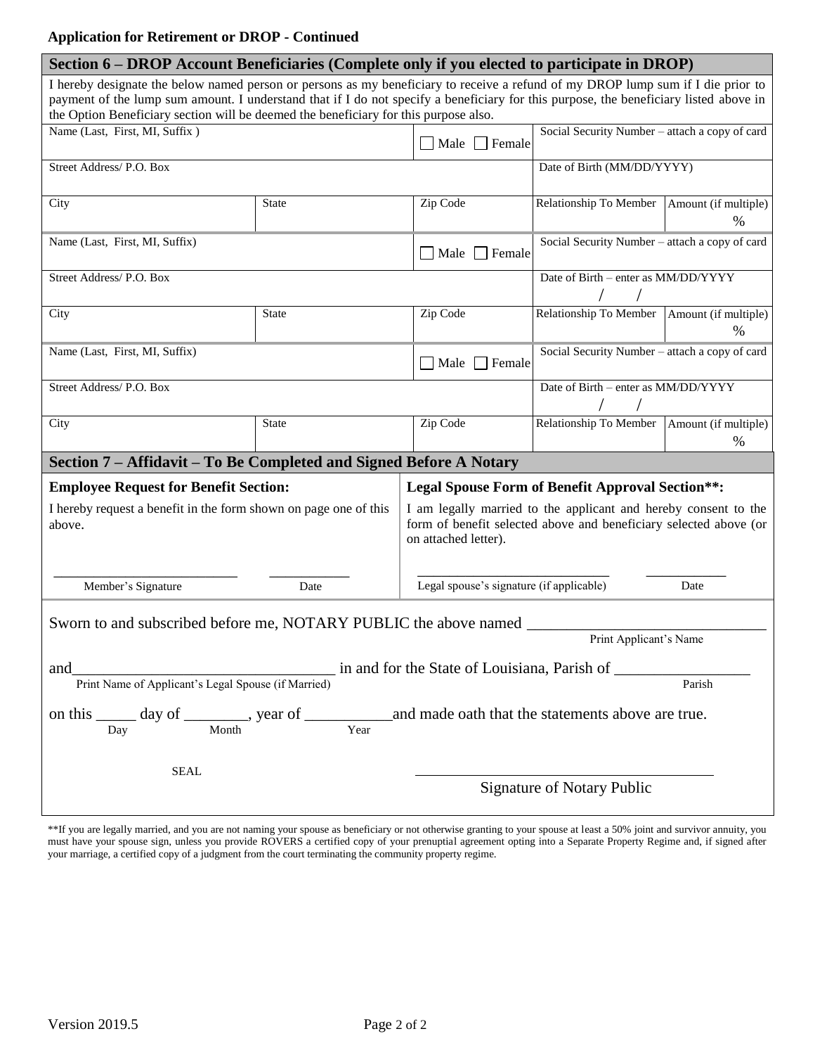**Application for Retirement or DROP - Continued**

## Section 6 – DROP Account Beneficiaries (Complete only if you elected to participate in DROP)

I hereby designate the below named person or persons as my beneficiary to receive a refund of my DROP lump sum if I die prior to payment of the lump sum amount. I understand that if I do not specify a beneficiary for this purpose, the beneficiary listed above in the Option Beneficiary section will be deemed the beneficiary for this purpose also.

| | | | | |
|---|---|---|---|---|
| Name (Last, First, MI, Suffix ) | | ☐ Male ☐ Female | Social Security Number – attach a copy of card | |
| Street Address/ P.O. Box | | | Date of Birth (MM/DD/YYYY) | |
| City | State | Zip Code | Relationship To Member | Amount (if multiple) % |
| Name (Last, First, MI, Suffix) | | ☐ Male ☐ Female | Social Security Number – attach a copy of card | |
| Street Address/ P.O. Box | | | Date of Birth – enter as MM/DD/YYYY / / | |
| City | State | Zip Code | Relationship To Member | Amount (if multiple) % |
| Name (Last, First, MI, Suffix) | | ☐ Male ☐ Female | Social Security Number – attach a copy of card | |
| Street Address/ P.O. Box | | | Date of Birth – enter as MM/DD/YYYY / / | |
| City | State | Zip Code | Relationship To Member | Amount (if multiple) % |

## Section 7 – Affidavit – To Be Completed and Signed Before A Notary

**Employee Request for Benefit Section:**

I hereby request a benefit in the form shown on page one of this above.

\_\_\_\_\_\_\_\_\_\_\_\_\_\_\_\_\_\_\_\_\_\_\_\_ \_\_\_\_\_\_\_\_\_\_\_

Member's Signature Date

**Legal Spouse Form of Benefit Approval Section\*\*:**

I am legally married to the applicant and hereby consent to the form of benefit selected above and beneficiary selected above (or on attached letter).

\_\_\_\_\_\_\_\_\_\_\_\_\_\_\_\_\_\_\_\_\_\_\_\_ \_\_\_\_\_\_\_\_\_\_\_

Legal spouse's signature (if applicable) Date

Sworn to and subscribed before me, NOTARY PUBLIC the above named \_\_\_\_\_\_\_\_\_\_\_\_\_\_\_\_\_\_\_\_\_\_\_\_\_\_\_\_\_
Print Applicant's Name

and\_\_\_\_\_\_\_\_\_\_\_\_\_\_\_\_\_\_\_\_\_\_\_\_\_\_\_\_\_\_\_\_ in and for the State of Louisiana, Parish of \_\_\_\_\_\_\_\_\_\_\_\_\_\_\_\_\_
Print Name of Applicant's Legal Spouse (if Married) Parish

on this \_\_\_\_\_ day of \_\_\_\_\_\_\_\_, year of \_\_\_\_\_\_\_\_\_\_\_and made oath that the statements above are true.
Day Month Year

SEAL

\_\_\_\_\_\_\_\_\_\_\_\_\_\_\_\_\_\_\_\_\_\_\_\_\_\_\_\_\_\_\_\_\_\_\_\_\_
Signature of Notary Public

\*\*If you are legally married, and you are not naming your spouse as beneficiary or not otherwise granting to your spouse at least a 50% joint and survivor annuity, you must have your spouse sign, unless you provide ROVERS a certified copy of your prenuptial agreement opting into a Separate Property Regime and, if signed after your marriage, a certified copy of a judgment from the court terminating the community property regime.

Version 2019.5